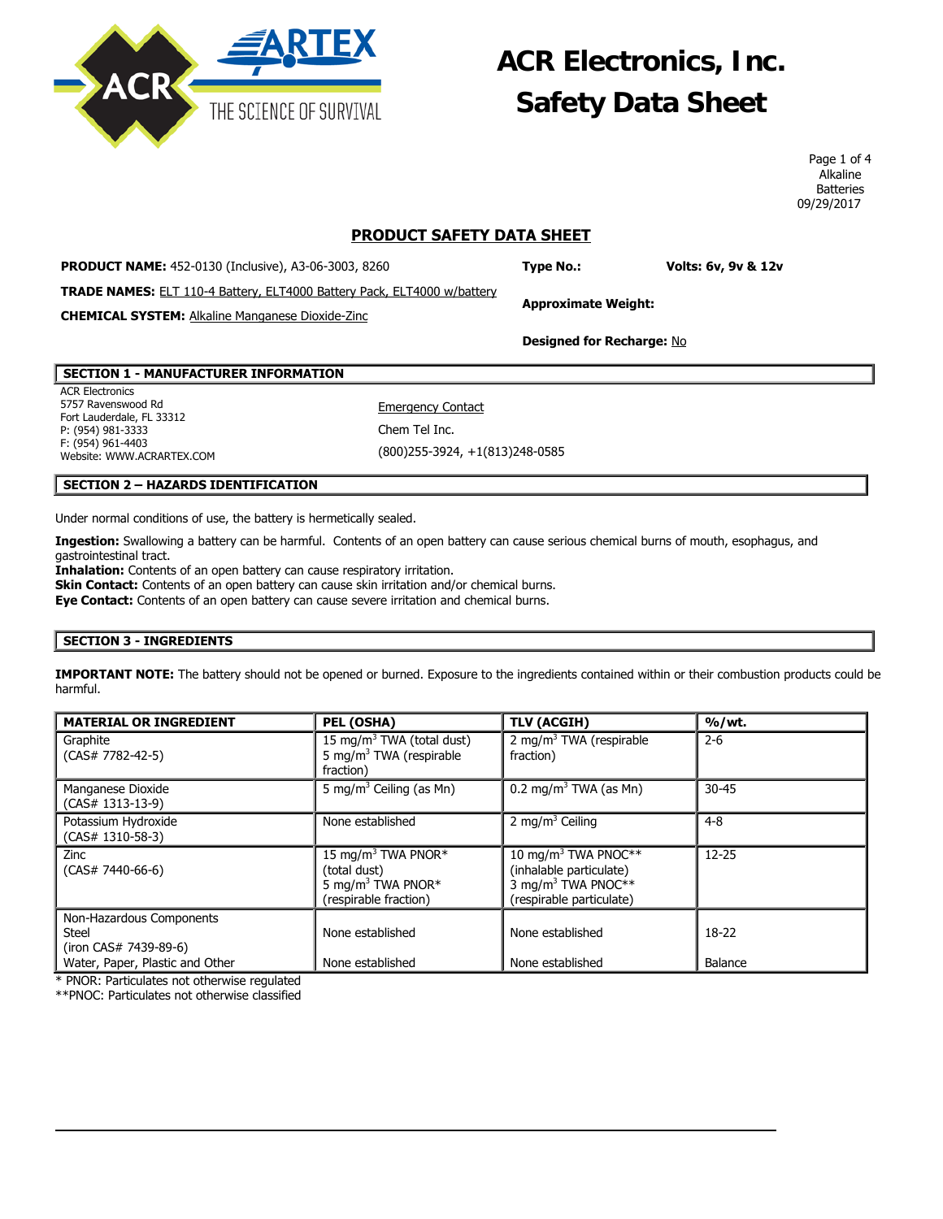# ACR Electronics, Inc. Safety Data Sheet

Alkaline Batteries
09/29/2017

## PRODUCT SAFETY DATA SHEET

**PRODUCT NAME:** 452-0130 (Inclusive), A3-06-3003, 8260

**TRADE NAMES:** ELT 110-4 Battery, ELT4000 Battery Pack, ELT4000 w/battery

**CHEMICAL SYSTEM:** Alkaline Manganese Dioxide-Zinc

**Type No.:**

**Volts: 6v, 9v & 12v**

**Approximate Weight:**

**Designed for Recharge:** No

## SECTION 1 - MANUFACTURER INFORMATION

ACR Electronics
5757 Ravenswood Rd
Fort Lauderdale, FL 33312
P: (954) 981-3333
F: (954) 961-4403
Website: WWW.ACRARTEX.COM

Emergency Contact
Chem Tel Inc.
(800)255-3924, +1(813)248-0585

## SECTION 2 – HAZARDS IDENTIFICATION

Under normal conditions of use, the battery is hermetically sealed.

**Ingestion:** Swallowing a battery can be harmful. Contents of an open battery can cause serious chemical burns of mouth, esophagus, and gastrointestinal tract.
**Inhalation:** Contents of an open battery can cause respiratory irritation.
**Skin Contact:** Contents of an open battery can cause skin irritation and/or chemical burns.
**Eye Contact:** Contents of an open battery can cause severe irritation and chemical burns.

## SECTION 3 - INGREDIENTS

**IMPORTANT NOTE:** The battery should not be opened or burned. Exposure to the ingredients contained within or their combustion products could be harmful.

| MATERIAL OR INGREDIENT | PEL (OSHA) | TLV (ACGIH) | %/wt. |
|---|---|---|---|
| Graphite (CAS# 7782-42-5) | 15 mg/m$^3$ TWA (total dust) 5 mg/m$^3$ TWA (respirable fraction) | 2 mg/m$^3$ TWA (respirable fraction) | 2-6 |
| Manganese Dioxide (CAS# 1313-13-9) | 5 mg/m$^3$ Ceiling (as Mn) | 0.2 mg/m$^3$ TWA (as Mn) | 30-45 |
| Potassium Hydroxide (CAS# 1310-58-3) | None established | 2 mg/m$^3$ Ceiling | 4-8 |
| Zinc (CAS# 7440-66-6) | 15 mg/m$^3$ TWA PNOR* (total dust) 5 mg/m$^3$ TWA PNOR* (respirable fraction) | 10 mg/m$^3$ TWA PNOC** (inhalable particulate) 3 mg/m$^3$ TWA PNOC** (respirable particulate) | 12-25 |
| Non-Hazardous Components Steel (iron CAS# 7439-89-6) | None established | None established | 18-22 |
| Water, Paper, Plastic and Other | None established | None established | Balance |

\* PNOR: Particulates not otherwise regulated
**PNOC: Particulates not otherwise classified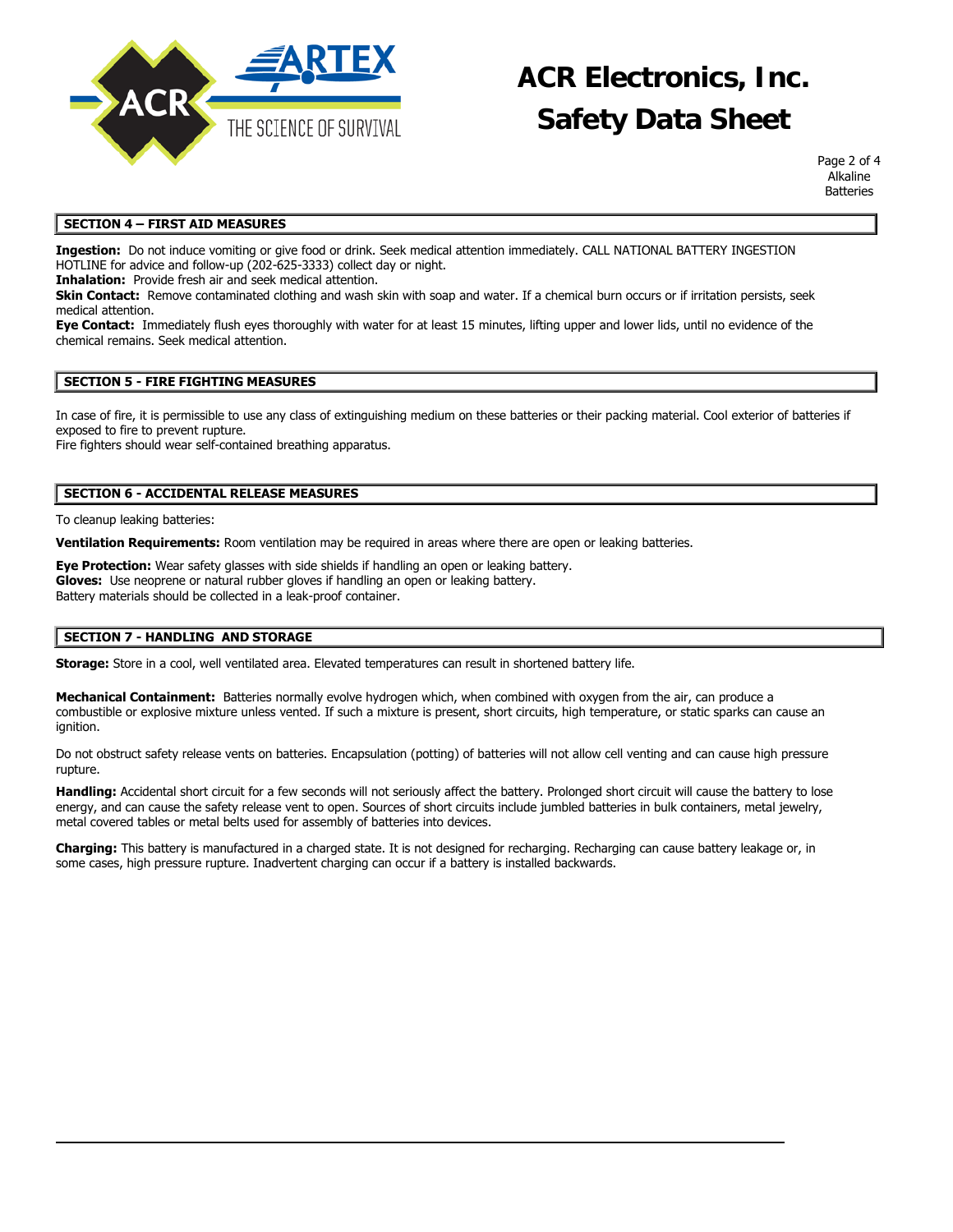## SECTION 4 – FIRST AID MEASURES

**Ingestion:** Do not induce vomiting or give food or drink. Seek medical attention immediately. CALL NATIONAL BATTERY INGESTION HOTLINE for advice and follow-up (202-625-3333) collect day or night.
**Inhalation:** Provide fresh air and seek medical attention.
**Skin Contact:** Remove contaminated clothing and wash skin with soap and water. If a chemical burn occurs or if irritation persists, seek medical attention.
**Eye Contact:** Immediately flush eyes thoroughly with water for at least 15 minutes, lifting upper and lower lids, until no evidence of the chemical remains. Seek medical attention.

## SECTION 5 - FIRE FIGHTING MEASURES

In case of fire, it is permissible to use any class of extinguishing medium on these batteries or their packing material. Cool exterior of batteries if exposed to fire to prevent rupture.
Fire fighters should wear self-contained breathing apparatus.

## SECTION 6 - ACCIDENTAL RELEASE MEASURES

To cleanup leaking batteries:

**Ventilation Requirements:** Room ventilation may be required in areas where there are open or leaking batteries.

**Eye Protection:** Wear safety glasses with side shields if handling an open or leaking battery.
**Gloves:** Use neoprene or natural rubber gloves if handling an open or leaking battery.
Battery materials should be collected in a leak-proof container.

## SECTION 7 - HANDLING AND STORAGE

**Storage:** Store in a cool, well ventilated area. Elevated temperatures can result in shortened battery life.

**Mechanical Containment:** Batteries normally evolve hydrogen which, when combined with oxygen from the air, can produce a combustible or explosive mixture unless vented. If such a mixture is present, short circuits, high temperature, or static sparks can cause an ignition.

Do not obstruct safety release vents on batteries. Encapsulation (potting) of batteries will not allow cell venting and can cause high pressure rupture.

**Handling:** Accidental short circuit for a few seconds will not seriously affect the battery. Prolonged short circuit will cause the battery to lose energy, and can cause the safety release vent to open. Sources of short circuits include jumbled batteries in bulk containers, metal jewelry, metal covered tables or metal belts used for assembly of batteries into devices.

**Charging:** This battery is manufactured in a charged state. It is not designed for recharging. Recharging can cause battery leakage or, in some cases, high pressure rupture. Inadvertent charging can occur if a battery is installed backwards.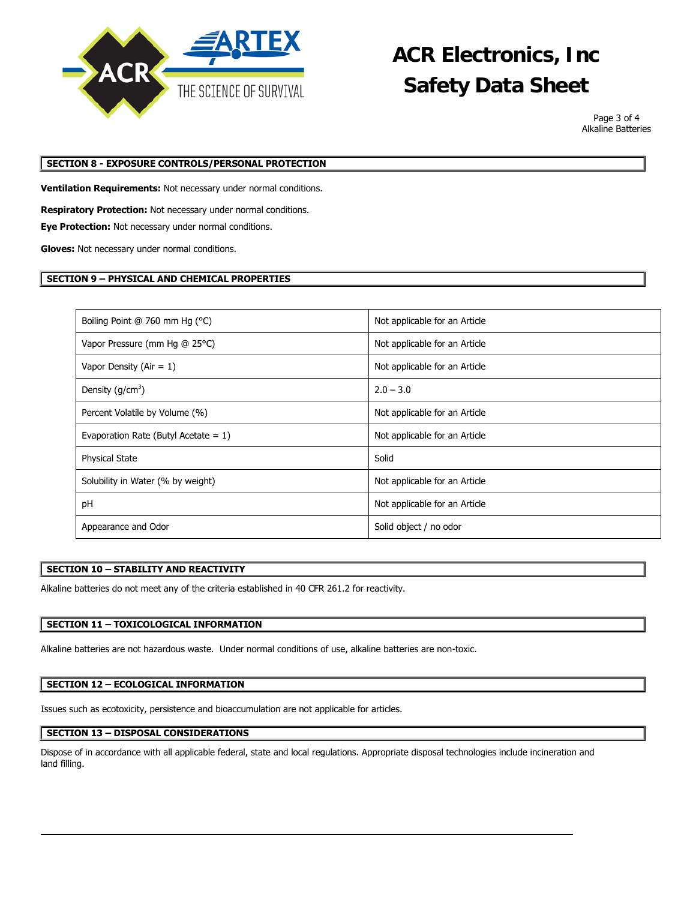## SECTION 8 - EXPOSURE CONTROLS/PERSONAL PROTECTION

**Ventilation Requirements:** Not necessary under normal conditions.

**Respiratory Protection:** Not necessary under normal conditions.

**Eye Protection:** Not necessary under normal conditions.

**Gloves:** Not necessary under normal conditions.

## SECTION 9 – PHYSICAL AND CHEMICAL PROPERTIES

| | |
|---|---|
| Boiling Point @ 760 mm Hg (°C) | Not applicable for an Article |
| Vapor Pressure (mm Hg @ 25°C) | Not applicable for an Article |
| Vapor Density (Air = 1) | Not applicable for an Article |
| Density (g/cm$^3$) | 2.0 – 3.0 |
| Percent Volatile by Volume (%) | Not applicable for an Article |
| Evaporation Rate (Butyl Acetate = 1) | Not applicable for an Article |
| Physical State | Solid |
| Solubility in Water (% by weight) | Not applicable for an Article |
| pH | Not applicable for an Article |
| Appearance and Odor | Solid object / no odor |

## SECTION 10 – STABILITY AND REACTIVITY

Alkaline batteries do not meet any of the criteria established in 40 CFR 261.2 for reactivity.

## SECTION 11 – TOXICOLOGICAL INFORMATION

Alkaline batteries are not hazardous waste. Under normal conditions of use, alkaline batteries are non-toxic.

## SECTION 12 – ECOLOGICAL INFORMATION

Issues such as ecotoxicity, persistence and bioaccumulation are not applicable for articles.

## SECTION 13 – DISPOSAL CONSIDERATIONS

Dispose of in accordance with all applicable federal, state and local regulations. Appropriate disposal technologies include incineration and land filling.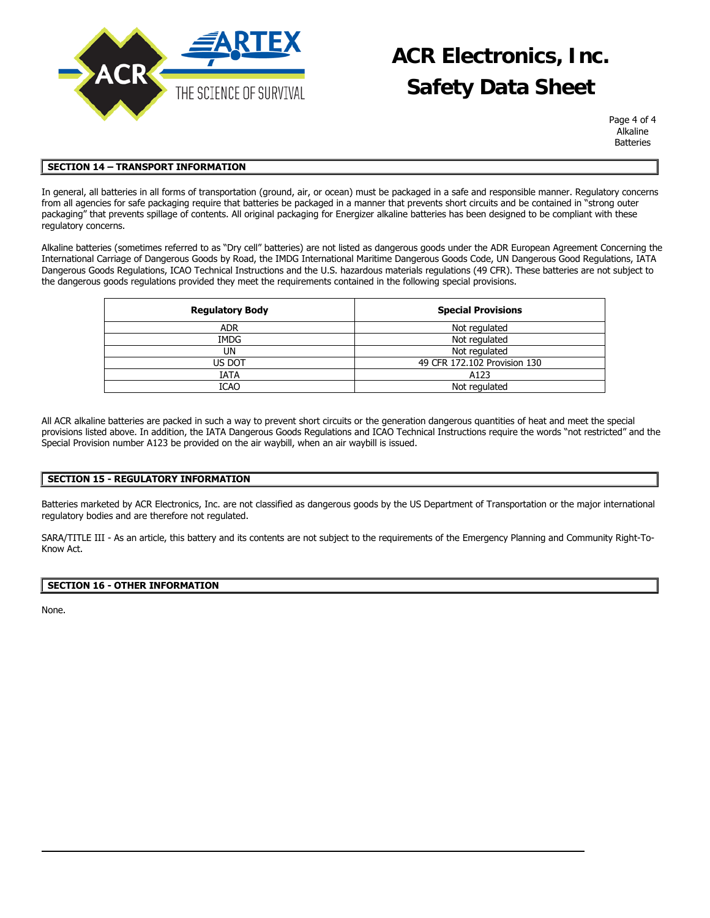## SECTION 14 – TRANSPORT INFORMATION

In general, all batteries in all forms of transportation (ground, air, or ocean) must be packaged in a safe and responsible manner. Regulatory concerns from all agencies for safe packaging require that batteries be packaged in a manner that prevents short circuits and be contained in "strong outer packaging" that prevents spillage of contents. All original packaging for Energizer alkaline batteries has been designed to be compliant with these regulatory concerns.

Alkaline batteries (sometimes referred to as "Dry cell" batteries) are not listed as dangerous goods under the ADR European Agreement Concerning the International Carriage of Dangerous Goods by Road, the IMDG International Maritime Dangerous Goods Code, UN Dangerous Good Regulations, IATA Dangerous Goods Regulations, ICAO Technical Instructions and the U.S. hazardous materials regulations (49 CFR). These batteries are not subject to the dangerous goods regulations provided they meet the requirements contained in the following special provisions.

| Regulatory Body | Special Provisions |
|---|---|
| ADR | Not regulated |
| IMDG | Not regulated |
| UN | Not regulated |
| US DOT | 49 CFR 172.102 Provision 130 |
| IATA | A123 |
| ICAO | Not regulated |

All ACR alkaline batteries are packed in such a way to prevent short circuits or the generation dangerous quantities of heat and meet the special provisions listed above. In addition, the IATA Dangerous Goods Regulations and ICAO Technical Instructions require the words "not restricted" and the Special Provision number A123 be provided on the air waybill, when an air waybill is issued.

## SECTION 15 - REGULATORY INFORMATION

Batteries marketed by ACR Electronics, Inc. are not classified as dangerous goods by the US Department of Transportation or the major international regulatory bodies and are therefore not regulated.

SARA/TITLE III - As an article, this battery and its contents are not subject to the requirements of the Emergency Planning and Community Right-To-Know Act.

## SECTION 16 - OTHER INFORMATION

None.